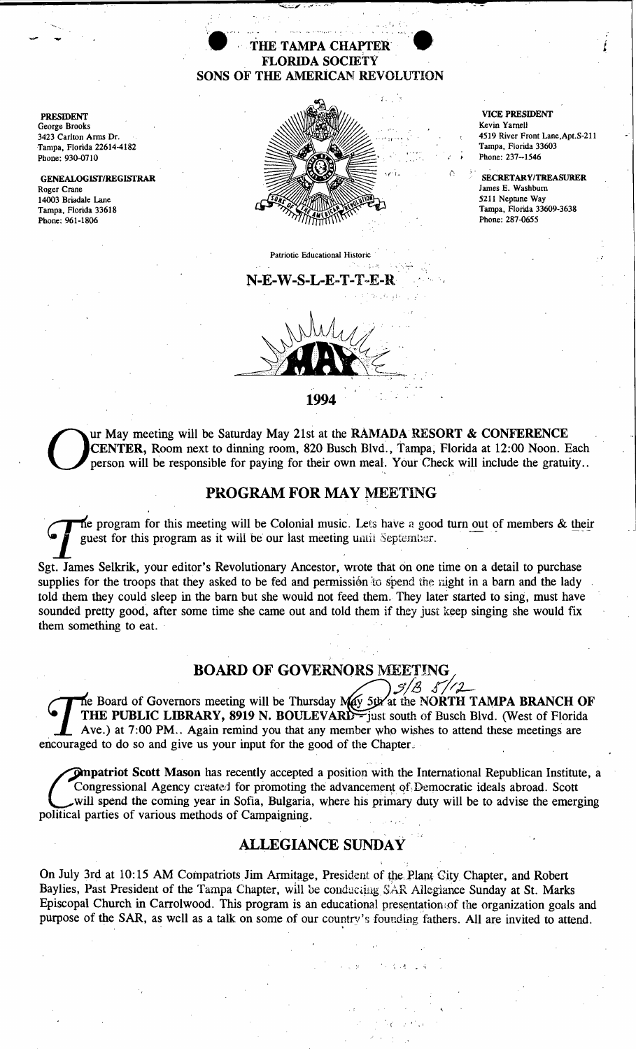# THE TAMPA CHAPTER
## FLORIDA SOCIETY
## SONS OF THE AMERICAN REVOLUTION

**PRESIDENT**
George Brooks
3423 Carlton Arms Dr.
Tampa, Florida 22614-4182
Phone: 930-0710

**GENEALOGIST/REGISTRAR**
Roger Crane
14003 Briadale Lane
Tampa, Florida 33618
Phone: 961-1806

**VICE PRESIDENT**
Kevin Yarnell
4519 River Front Lane,Apt.S-211
Tampa, Florida 33603
Phone: 237--1546

**SECRETARY/TREASURER**
James E. Washburn
5211 Neptune Way
Tampa, Florida 33609-3638
Phone: 287-0655

Patriotic Educational Historic

## N-E-W-S-L-E-T-T-E-R

## MAY

## 1994

Our May meeting will be Saturday May 21st at the **RAMADA RESORT & CONFERENCE CENTER**, Room next to dinning room, 820 Busch Blvd., Tampa, Florida at 12:00 Noon. Each person will be responsible for paying for their own meal. Your Check will include the gratuity..

## PROGRAM FOR MAY MEETING

The program for this meeting will be Colonial music. Lets have a good turn out of members & their guest for this program as it will be our last meeting until September.

Sgt. James Selkrik, your editor's Revolutionary Ancestor, wrote that on one time on a detail to purchase supplies for the troops that they asked to be fed and permission to spend the night in a barn and the lady told them they could sleep in the barn but she would not feed them. They later started to sing, must have sounded pretty good, after some time she came out and told them if they just keep singing she would fix them something to eat.

## BOARD OF GOVERNORS MEETING

The Board of Governors meeting will be Thursday May 5th at the **NORTH TAMPA BRANCH OF THE PUBLIC LIBRARY, 8919 N. BOULEVARD** - just south of Busch Blvd. (West of Florida Ave.) at 7:00 PM.. Again remind you that any member who wishes to attend these meetings are encouraged to do so and give us your input for the good of the Chapter.

**Compatriot Scott Mason** has recently accepted a position with the International Republican Institute, a Congressional Agency created for promoting the advancement of Democratic ideals abroad. Scott will spend the coming year in Sofia, Bulgaria, where his primary duty will be to advise the emerging political parties of various methods of Campaigning.

## ALLEGIANCE SUNDAY

On July 3rd at 10:15 AM Compatriots Jim Armitage, President of the Plant City Chapter, and Robert Baylies, Past President of the Tampa Chapter, will be conducting SAR Allegiance Sunday at St. Marks Episcopal Church in Carrolwood. This program is an educational presentation of the organization goals and purpose of the SAR, as well as a talk on some of our country's founding fathers. All are invited to attend.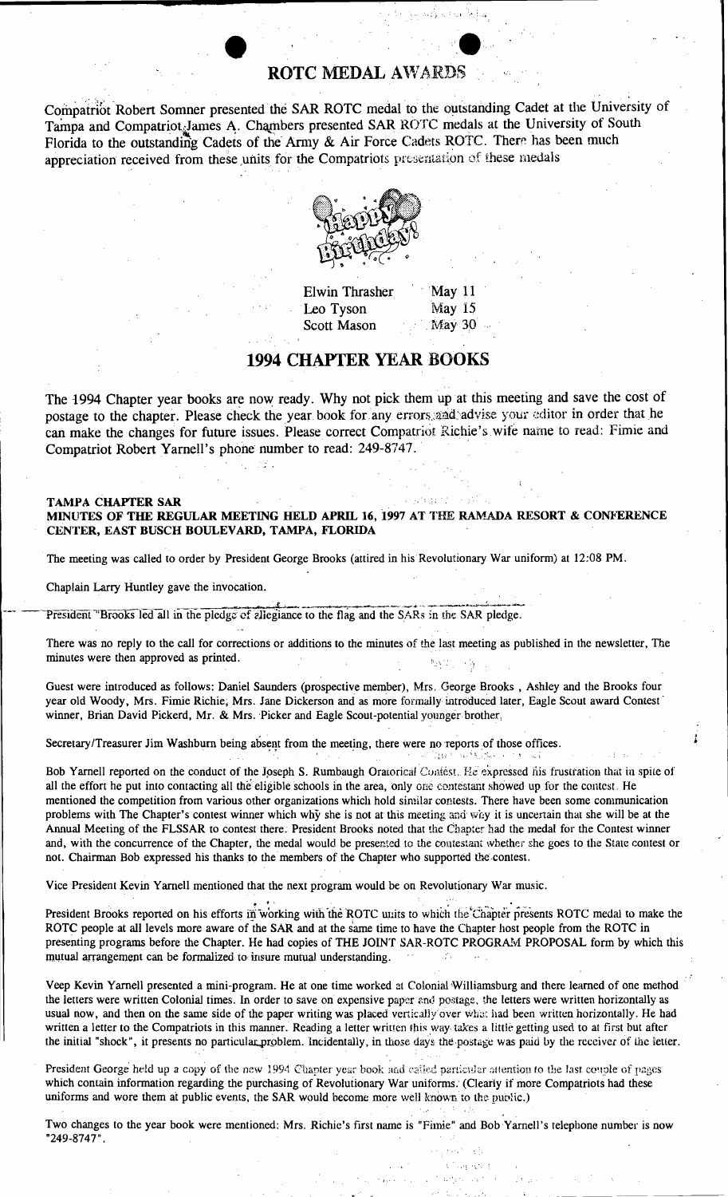## ROTC MEDAL AWARDS

Compatriot Robert Somner presented the SAR ROTC medal to the outstanding Cadet at the University of Tampa and Compatriot James A. Chambers presented SAR ROTC medals at the University of South Florida to the outstanding Cadets of the Army & Air Force Cadets ROTC. There has been much appreciation received from these units for the Compatriots presentation of these medals

| | |
|---|---|
| Elwin Thrasher | May 11 |
| Leo Tyson | May 15 |
| Scott Mason | May 30 |

## 1994 CHAPTER YEAR BOOKS

The 1994 Chapter year books are now ready. Why not pick them up at this meeting and save the cost of postage to the chapter. Please check the year book for any errors and advise your editor in order that he can make the changes for future issues. Please correct Compatriot Richie's wife name to read: Fimie and Compatriot Robert Yarnell's phone number to read: 249-8747.

**TAMPA CHAPTER SAR**
**MINUTES OF THE REGULAR MEETING HELD APRIL 16, 1997 AT THE RAMADA RESORT & CONFERENCE CENTER, EAST BUSCH BOULEVARD, TAMPA, FLORIDA**

The meeting was called to order by President George Brooks (attired in his Revolutionary War uniform) at 12:08 PM.

Chaplain Larry Huntley gave the invocation.

President "Brooks led all in the pledge of allegiance to the flag and the SARs in the SAR pledge.

There was no reply to the call for corrections or additions to the minutes of the last meeting as published in the newsletter, The minutes were then approved as printed.

Guest were introduced as follows: Daniel Saunders (prospective member), Mrs. George Brooks , Ashley and the Brooks four year old Woody, Mrs. Fimie Richie, Mrs. Jane Dickerson and as more formally introduced later, Eagle Scout award Contest winner, Brian David Pickerd, Mr. & Mrs. Picker and Eagle Scout-potential younger brother.

Secretary/Treasurer Jim Washburn being absent from the meeting, there were no reports of those offices.

Bob Yarnell reported on the conduct of the Joseph S. Rumbaugh Oratorical Contest. He expressed his frustration that in spite of all the effort he put into contacting all the eligible schools in the area, only one contestant showed up for the contest. He mentioned the competition from various other organizations which hold similar contests. There have been some communication problems with The Chapter's contest winner which why she is not at this meeting and why it is uncertain that she will be at the Annual Meeting of the FLSSAR to contest there. President Brooks noted that the Chapter had the medal for the Contest winner and, with the concurrence of the Chapter, the medal would be presented to the contestant whether she goes to the State contest or not. Chairman Bob expressed his thanks to the members of the Chapter who supported the contest.

Vice President Kevin Yarnell mentioned that the next program would be on Revolutionary War music.

President Brooks reported on his efforts in working with the ROTC units to which the Chapter presents ROTC medal to make the ROTC people at all levels more aware of the SAR and at the same time to have the Chapter host people from the ROTC in presenting programs before the Chapter. He had copies of THE JOINT SAR-ROTC PROGRAM PROPOSAL form by which this mutual arrangement can be formalized to insure mutual understanding.

Veep Kevin Yarnell presented a mini-program. He at one time worked at Colonial Williamsburg and there learned of one method the letters were written Colonial times. In order to save on expensive paper and postage, the letters were written horizontally as usual now, and then on the same side of the paper writing was placed vertically over what had been written horizontally. He had written a letter to the Compatriots in this manner. Reading a letter written this way takes a little getting used to at first but after the initial "shock", it presents no particular problem. Incidentally, in those days the postage was paid by the receiver of the letter.

President George held up a copy of the new 1994 Chapter year book and called particular attention to the last couple of pages which contain information regarding the purchasing of Revolutionary War uniforms. (Clearly if more Compatriots had these uniforms and wore them at public events, the SAR would become more well known to the public.)

Two changes to the year book were mentioned: Mrs. Richie's first name is "Fimie" and Bob Yarnell's telephone number is now "249-8747".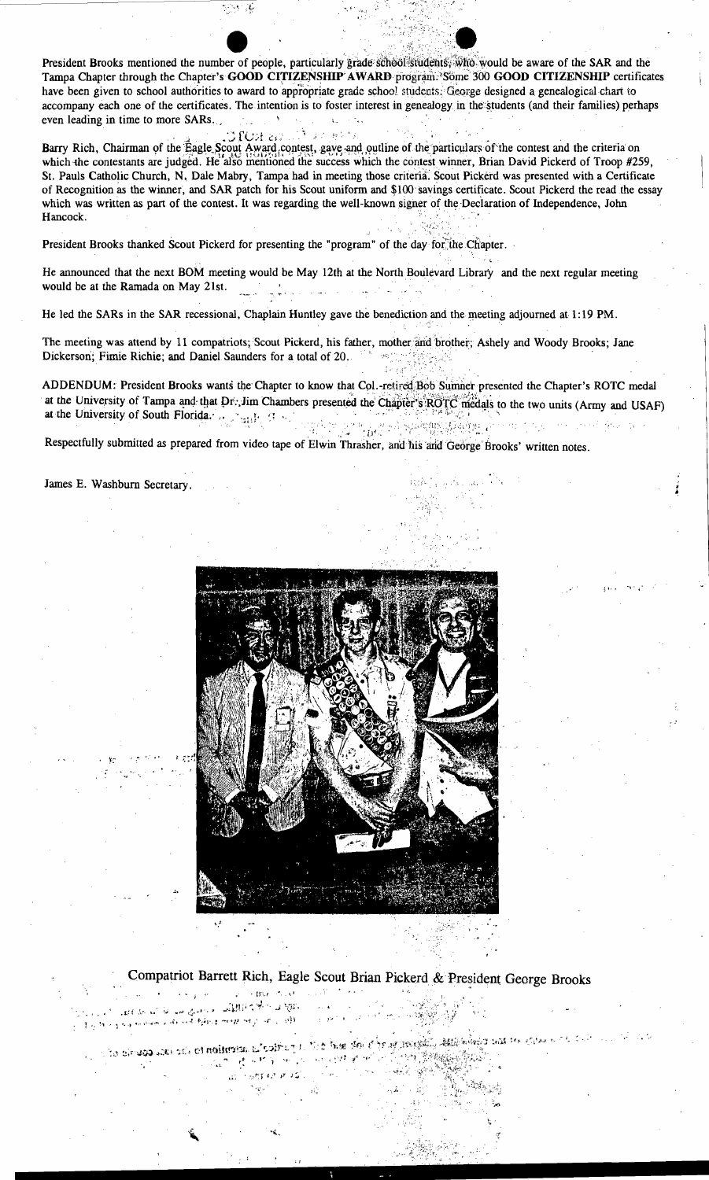President Brooks mentioned the number of people, particularly grade school students, who would be aware of the SAR and the Tampa Chapter through the Chapter's **GOOD CITIZENSHIP AWARD** program. Some 300 **GOOD CITIZENSHIP** certificates have been given to school authorities to award to appropriate grade school students. George designed a genealogical chart to accompany each one of the certificates. The intention is to foster interest in genealogy in the students (and their families) perhaps even leading in time to more SARs.

Barry Rich, Chairman of the Eagle Scout Award contest, gave and outline of the particulars of the contest and the criteria on which the contestants are judged. He also mentioned the success which the contest winner, Brian David Pickerd of Troop #259, St. Pauls Catholic Church, N. Dale Mabry, Tampa had in meeting those criteria. Scout Pickerd was presented with a Certificate of Recognition as the winner, and SAR patch for his Scout uniform and $100 savings certificate. Scout Pickerd the read the essay which was written as part of the contest. It was regarding the well-known signer of the Declaration of Independence, John Hancock.

President Brooks thanked Scout Pickerd for presenting the "program" of the day for the Chapter.

He announced that the next BOM meeting would be May 12th at the North Boulevard Library and the next regular meeting would be at the Ramada on May 21st.

He led the SARs in the SAR recessional, Chaplain Huntley gave the benediction and the meeting adjourned at 1:19 PM.

The meeting was attend by 11 compatriots; Scout Pickerd, his father, mother and brother; Ashely and Woody Brooks; Jane Dickerson; Fimie Richie; and Daniel Saunders for a total of 20.

ADDENDUM: President Brooks wants the Chapter to know that Col.-retired Bob Sumner presented the Chapter's ROTC medal at the University of Tampa and that Dr. Jim Chambers presented the Chapter's ROTC medals to the two units (Army and USAF) at the University of South Florida.

Respectfully submitted as prepared from video tape of Elwin Thrasher, and his and George Brooks' written notes.

James E. Washburn Secretary.

Compatriot Barrett Rich, Eagle Scout Brian Pickerd & President George Brooks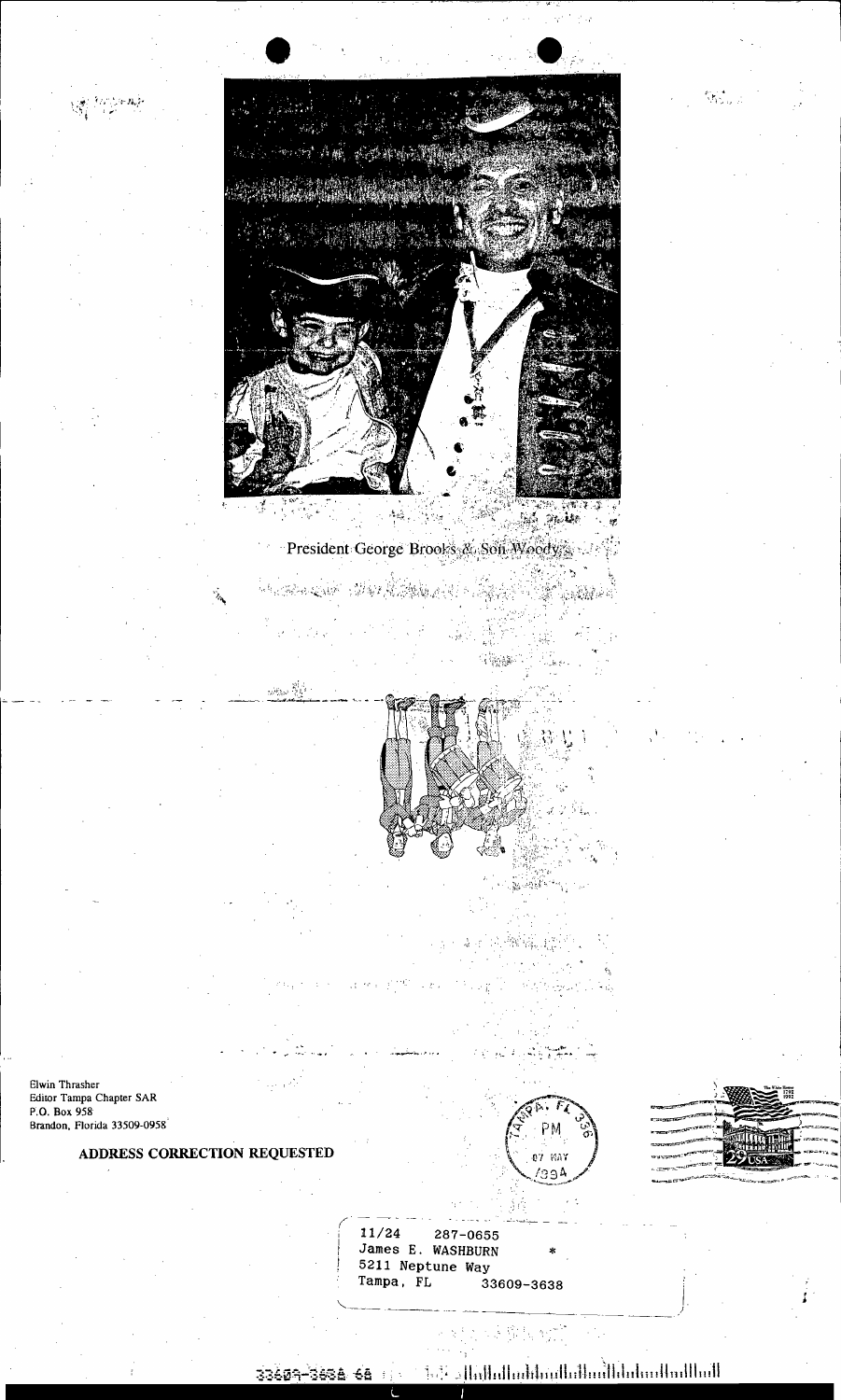President George Brooks & Son Woody

Elwin Thrasher
Editor Tampa Chapter SAR
P.O. Box 958
Brandon, Florida 33509-0958

**ADDRESS CORRECTION REQUESTED**

TAMPA, FL 336
PM
07 MAY
1994

11/24 287-0655
James E. WASHBURN *
5211 Neptune Way
Tampa, FL 33609-3638

33609-3638 68